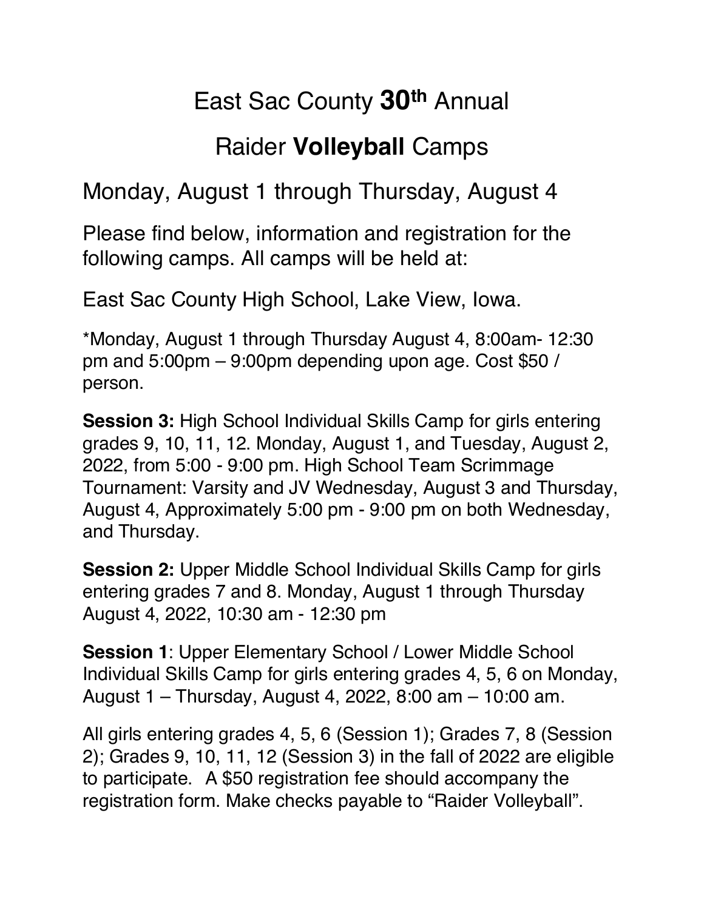# East Sac County **30th** Annual

# Raider **Volleyball** Camps

## Monday, August 1 through Thursday, August 4

Please find below, information and registration for the following camps. All camps will be held at:

East Sac County High School, Lake View, Iowa.

*Monday, August 1 through Thursday August 4, 8:00am- 12:30 pm and 5:00pm – 9:00pm depending upon age. Cost $50 / person.

**Session 3:** High School Individual Skills Camp for girls entering grades 9, 10, 11, 12. Monday, August 1, and Tuesday, August 2, 2022, from 5:00 - 9:00 pm. High School Team Scrimmage Tournament: Varsity and JV Wednesday, August 3 and Thursday, August 4, Approximately 5:00 pm - 9:00 pm on both Wednesday, and Thursday.

**Session 2:** Upper Middle School Individual Skills Camp for girls entering grades 7 and 8. Monday, August 1 through Thursday August 4, 2022, 10:30 am - 12:30 pm

**Session 1**: Upper Elementary School / Lower Middle School Individual Skills Camp for girls entering grades 4, 5, 6 on Monday, August 1 – Thursday, August 4, 2022, 8:00 am – 10:00 am.

All girls entering grades 4, 5, 6 (Session 1); Grades 7, 8 (Session 2); Grades 9, 10, 11, 12 (Session 3) in the fall of 2022 are eligible to participate. A $50 registration fee should accompany the registration form. Make checks payable to "Raider Volleyball".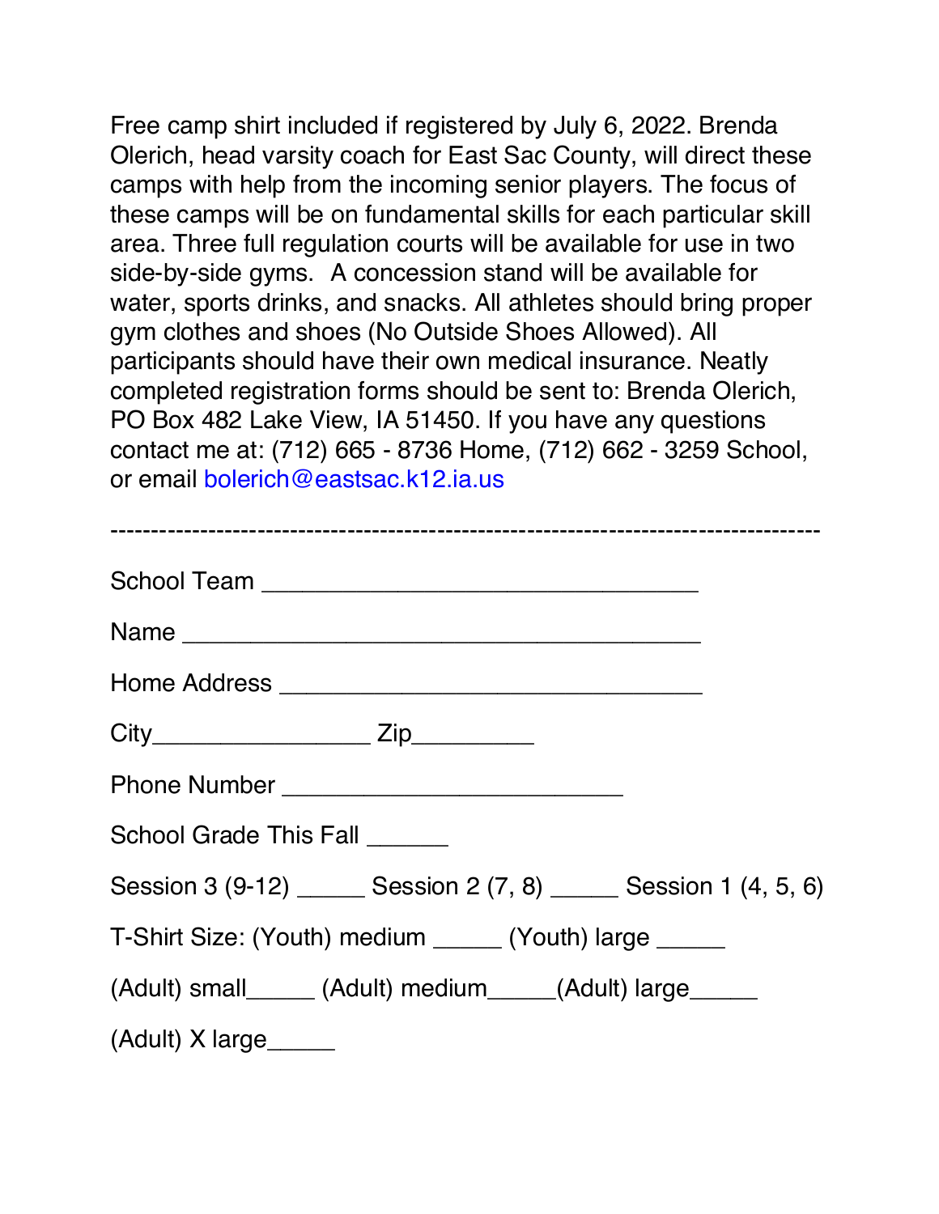Free camp shirt included if registered by July 6, 2022. Brenda Olerich, head varsity coach for East Sac County, will direct these camps with help from the incoming senior players. The focus of these camps will be on fundamental skills for each particular skill area. Three full regulation courts will be available for use in two side-by-side gyms.  A concession stand will be available for water, sports drinks, and snacks. All athletes should bring proper gym clothes and shoes (No Outside Shoes Allowed). All participants should have their own medical insurance. Neatly completed registration forms should be sent to: Brenda Olerich, PO Box 482 Lake View, IA 51450. If you have any questions contact me at: (712) 665 - 8736 Home, (712) 662 - 3259 School, or email bolerich@eastsac.k12.ia.us

-----------------------------------------------------------------------------------

School Team ________________________________

Name ______________________________________

Home Address _______________________________

City________________ Zip_________

Phone Number _________________________

School Grade This Fall ______

Session 3 (9-12) _____ Session 2 (7, 8) _____ Session 1 (4, 5, 6)

T-Shirt Size: (Youth) medium _____ (Youth) large _____

(Adult) small_____ (Adult) medium_____(Adult) large_____

(Adult) X large_____